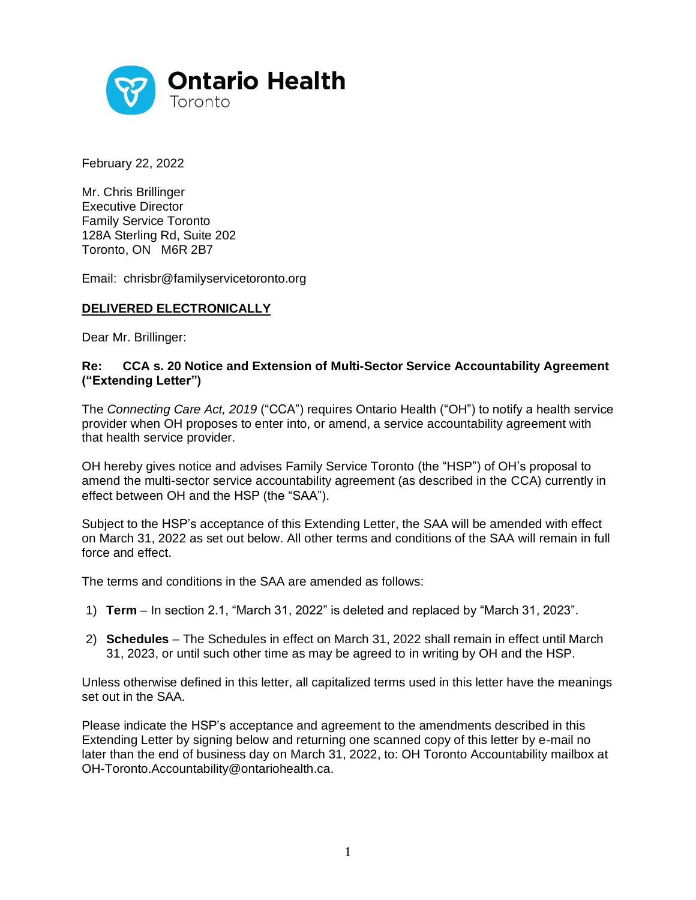Ontario Health
Toronto

February 22, 2022

Mr. Chris Brillinger
Executive Director
Family Service Toronto
128A Sterling Rd, Suite 202
Toronto, ON M6R 2B7

Email: chrisbr@familyservicetoronto.org

**DELIVERED ELECTRONICALLY**

Dear Mr. Brillinger:

**Re: CCA s. 20 Notice and Extension of Multi-Sector Service Accountability Agreement ("Extending Letter")**

The *Connecting Care Act, 2019* ("CCA") requires Ontario Health ("OH") to notify a health service provider when OH proposes to enter into, or amend, a service accountability agreement with that health service provider.

OH hereby gives notice and advises Family Service Toronto (the "HSP") of OH's proposal to amend the multi-sector service accountability agreement (as described in the CCA) currently in effect between OH and the HSP (the "SAA").

Subject to the HSP's acceptance of this Extending Letter, the SAA will be amended with effect on March 31, 2022 as set out below. All other terms and conditions of the SAA will remain in full force and effect.

The terms and conditions in the SAA are amended as follows:

1) **Term** – In section 2.1, "March 31, 2022" is deleted and replaced by "March 31, 2023".

2) **Schedules** – The Schedules in effect on March 31, 2022 shall remain in effect until March 31, 2023, or until such other time as may be agreed to in writing by OH and the HSP.

Unless otherwise defined in this letter, all capitalized terms used in this letter have the meanings set out in the SAA.

Please indicate the HSP's acceptance and agreement to the amendments described in this Extending Letter by signing below and returning one scanned copy of this letter by e-mail no later than the end of business day on March 31, 2022, to: OH Toronto Accountability mailbox at OH-Toronto.Accountability@ontariohealth.ca.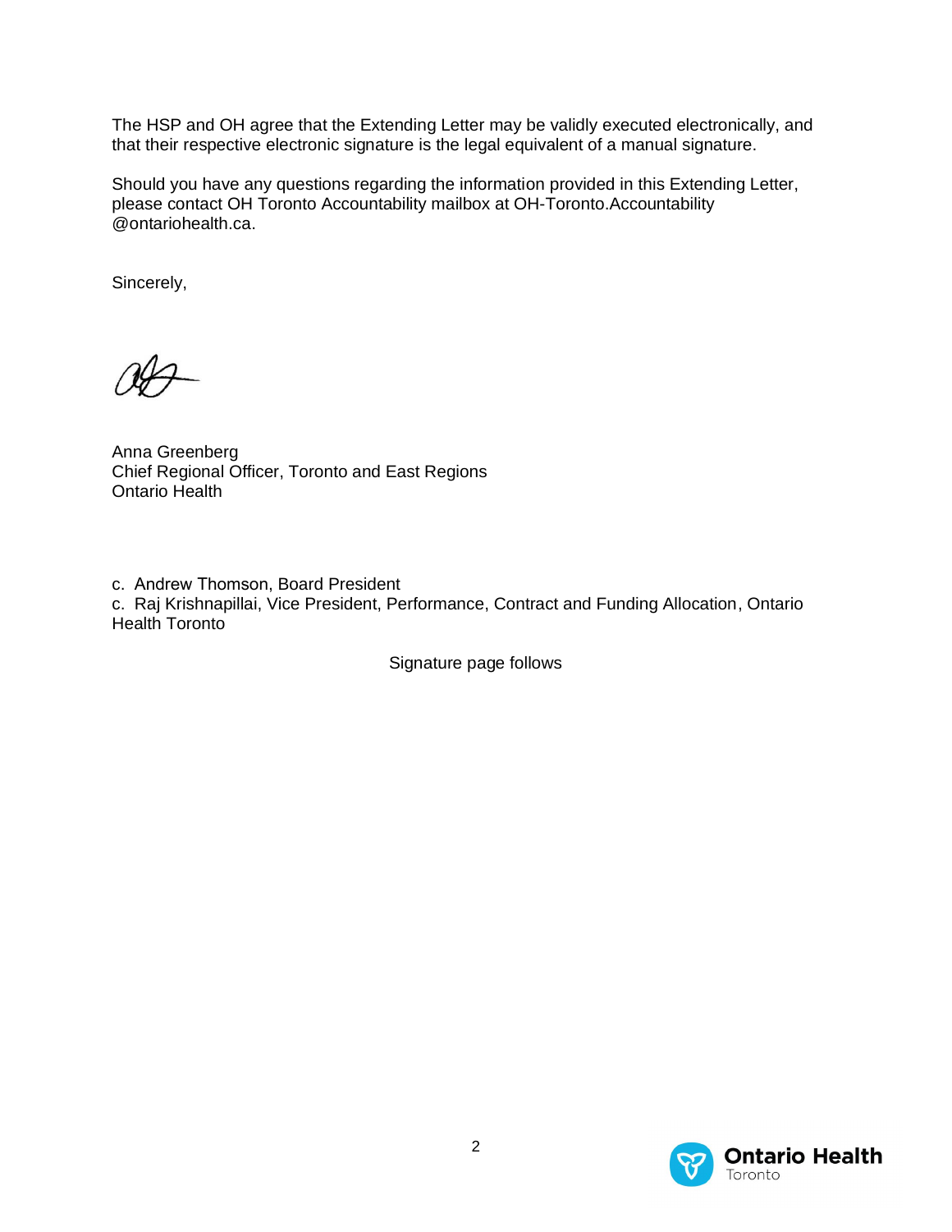The HSP and OH agree that the Extending Letter may be validly executed electronically, and that their respective electronic signature is the legal equivalent of a manual signature.

Should you have any questions regarding the information provided in this Extending Letter, please contact OH Toronto Accountability mailbox at OH-Toronto.Accountability @ontariohealth.ca.

Sincerely,

Anna Greenberg
Chief Regional Officer, Toronto and East Regions
Ontario Health

c. Andrew Thomson, Board President
c. Raj Krishnapillai, Vice President, Performance, Contract and Funding Allocation, Ontario Health Toronto

Signature page follows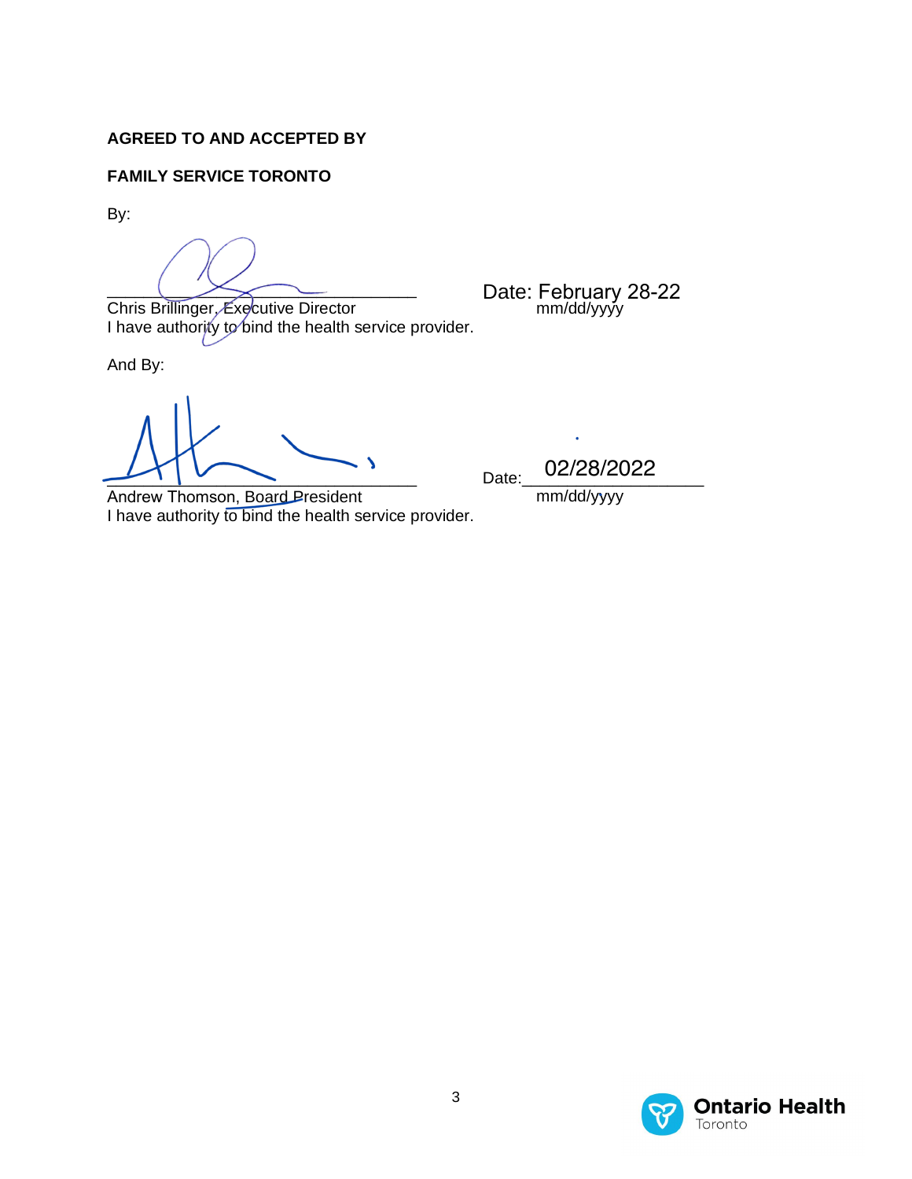**AGREED TO AND ACCEPTED BY**

**FAMILY SERVICE TORONTO**

By:

\_\_\_\_\_\_\_\_\_\_\_\_\_\_\_\_\_\_\_\_\_\_\_\_\_\_\_\_\_\_\_\_\_\_\_\_\_\_\_\_ Date: February 28-22
Chris Brillinger, Executive Director mm/dd/yyyy
I have authority to bind the health service provider.

And By:

\_\_\_\_\_\_\_\_\_\_\_\_\_\_\_\_\_\_\_\_\_\_\_\_\_\_\_\_\_\_\_\_\_\_\_\_\_\_\_\_ Date: 02/28/2022
Andrew Thomson, Board President mm/dd/yyyy
I have authority to bind the health service provider.